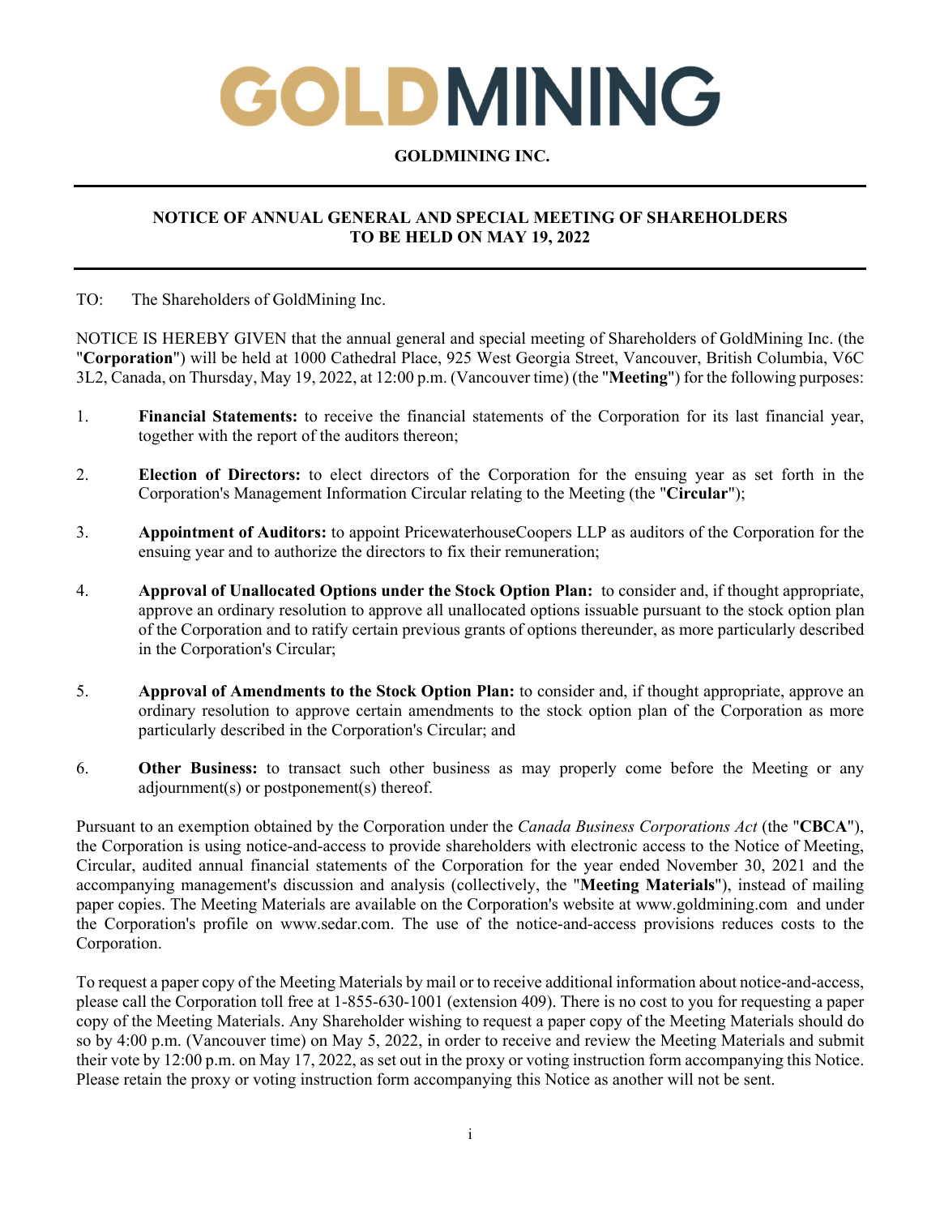# GOLDMINING

**GOLDMINING INC.**

## NOTICE OF ANNUAL GENERAL AND SPECIAL MEETING OF SHAREHOLDERS TO BE HELD ON MAY 19, 2022

TO: The Shareholders of GoldMining Inc.

NOTICE IS HEREBY GIVEN that the annual general and special meeting of Shareholders of GoldMining Inc. (the "**Corporation**") will be held at 1000 Cathedral Place, 925 West Georgia Street, Vancouver, British Columbia, V6C 3L2, Canada, on Thursday, May 19, 2022, at 12:00 p.m. (Vancouver time) (the "**Meeting**") for the following purposes:

1. **Financial Statements:** to receive the financial statements of the Corporation for its last financial year, together with the report of the auditors thereon;
2. **Election of Directors:** to elect directors of the Corporation for the ensuing year as set forth in the Corporation's Management Information Circular relating to the Meeting (the "**Circular**");
3. **Appointment of Auditors:** to appoint PricewaterhouseCoopers LLP as auditors of the Corporation for the ensuing year and to authorize the directors to fix their remuneration;
4. **Approval of Unallocated Options under the Stock Option Plan:** to consider and, if thought appropriate, approve an ordinary resolution to approve all unallocated options issuable pursuant to the stock option plan of the Corporation and to ratify certain previous grants of options thereunder, as more particularly described in the Corporation's Circular;
5. **Approval of Amendments to the Stock Option Plan:** to consider and, if thought appropriate, approve an ordinary resolution to approve certain amendments to the stock option plan of the Corporation as more particularly described in the Corporation's Circular; and
6. **Other Business:** to transact such other business as may properly come before the Meeting or any adjournment(s) or postponement(s) thereof.

Pursuant to an exemption obtained by the Corporation under the *Canada Business Corporations Act* (the "**CBCA**"), the Corporation is using notice-and-access to provide shareholders with electronic access to the Notice of Meeting, Circular, audited annual financial statements of the Corporation for the year ended November 30, 2021 and the accompanying management's discussion and analysis (collectively, the "**Meeting Materials**"), instead of mailing paper copies. The Meeting Materials are available on the Corporation's website at www.goldmining.com and under the Corporation's profile on www.sedar.com. The use of the notice-and-access provisions reduces costs to the Corporation.

To request a paper copy of the Meeting Materials by mail or to receive additional information about notice-and-access, please call the Corporation toll free at 1-855-630-1001 (extension 409). There is no cost to you for requesting a paper copy of the Meeting Materials. Any Shareholder wishing to request a paper copy of the Meeting Materials should do so by 4:00 p.m. (Vancouver time) on May 5, 2022, in order to receive and review the Meeting Materials and submit their vote by 12:00 p.m. on May 17, 2022, as set out in the proxy or voting instruction form accompanying this Notice. Please retain the proxy or voting instruction form accompanying this Notice as another will not be sent.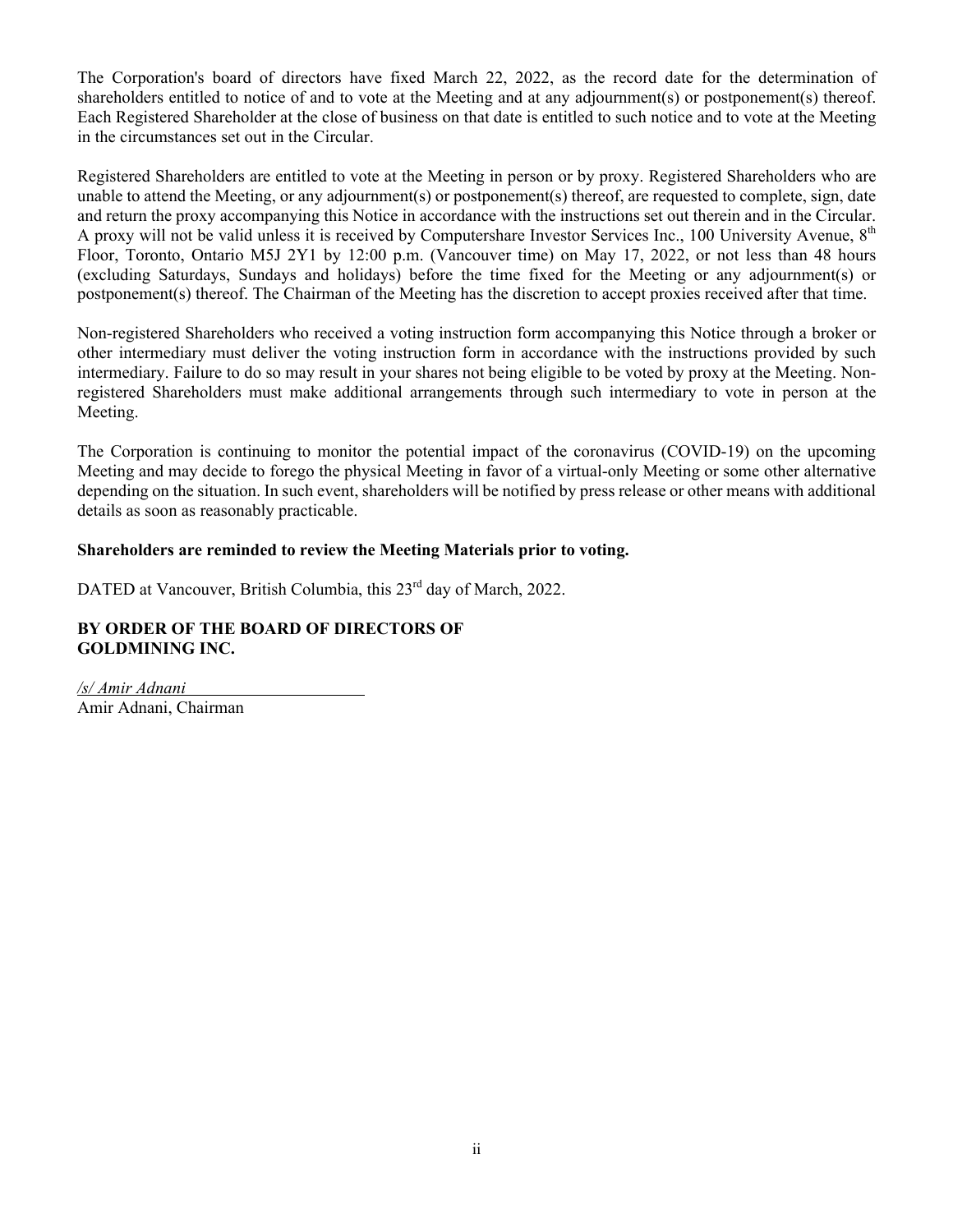The Corporation's board of directors have fixed March 22, 2022, as the record date for the determination of shareholders entitled to notice of and to vote at the Meeting and at any adjournment(s) or postponement(s) thereof. Each Registered Shareholder at the close of business on that date is entitled to such notice and to vote at the Meeting in the circumstances set out in the Circular.

Registered Shareholders are entitled to vote at the Meeting in person or by proxy. Registered Shareholders who are unable to attend the Meeting, or any adjournment(s) or postponement(s) thereof, are requested to complete, sign, date and return the proxy accompanying this Notice in accordance with the instructions set out therein and in the Circular. A proxy will not be valid unless it is received by Computershare Investor Services Inc., 100 University Avenue, 8th Floor, Toronto, Ontario M5J 2Y1 by 12:00 p.m. (Vancouver time) on May 17, 2022, or not less than 48 hours (excluding Saturdays, Sundays and holidays) before the time fixed for the Meeting or any adjournment(s) or postponement(s) thereof. The Chairman of the Meeting has the discretion to accept proxies received after that time.

Non-registered Shareholders who received a voting instruction form accompanying this Notice through a broker or other intermediary must deliver the voting instruction form in accordance with the instructions provided by such intermediary. Failure to do so may result in your shares not being eligible to be voted by proxy at the Meeting. Non-registered Shareholders must make additional arrangements through such intermediary to vote in person at the Meeting.

The Corporation is continuing to monitor the potential impact of the coronavirus (COVID-19) on the upcoming Meeting and may decide to forego the physical Meeting in favor of a virtual-only Meeting or some other alternative depending on the situation. In such event, shareholders will be notified by press release or other means with additional details as soon as reasonably practicable.

**Shareholders are reminded to review the Meeting Materials prior to voting.**

DATED at Vancouver, British Columbia, this 23rd day of March, 2022.

**BY ORDER OF THE BOARD OF DIRECTORS OF GOLDMINING INC.**

*/s/ Amir Adnani*
Amir Adnani, Chairman